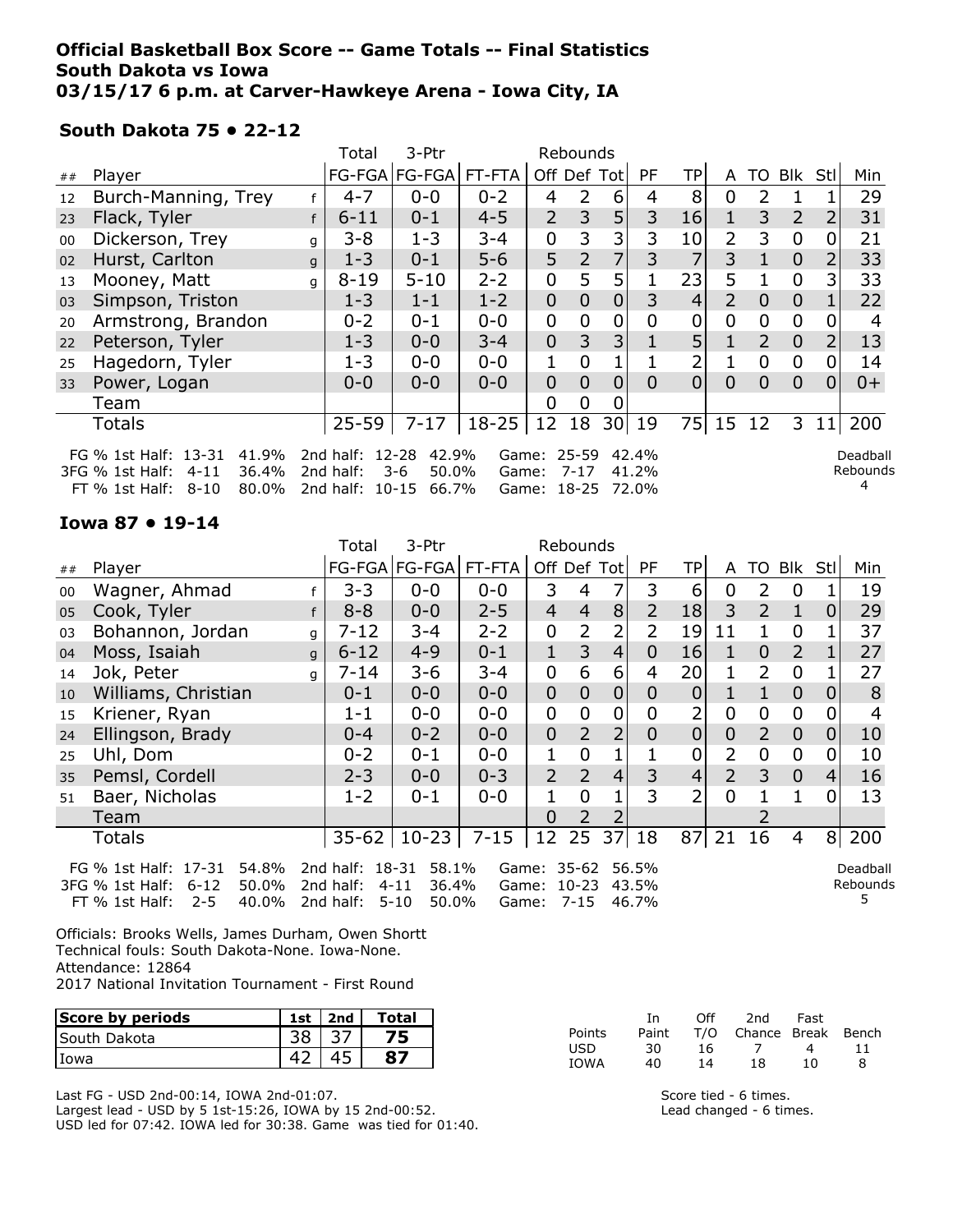**Official Basketball Box Score -- Game Totals -- Final Statistics**
**South Dakota vs Iowa**
**03/15/17 6 p.m. at Carver-Hawkeye Arena - Iowa City, IA**

### South Dakota 75 • 22-12

| ## | Player | | Total FG-FGA | 3-Ptr FG-FGA | FT-FTA | Rebounds Off | Def | Tot | PF | TP | A | TO | Blk | Stl | Min |
|---|---|---|---|---|---|---|---|---|---|---|---|---|---|---|---|
| 12 | Burch-Manning, Trey | f | 4-7 | 0-0 | 0-2 | 4 | 2 | 6 | 4 | 8 | 0 | 2 | 1 | 1 | 29 |
| 23 | Flack, Tyler | f | 6-11 | 0-1 | 4-5 | 2 | 3 | 5 | 3 | 16 | 1 | 3 | 2 | 2 | 31 |
| 00 | Dickerson, Trey | g | 3-8 | 1-3 | 3-4 | 0 | 3 | 3 | 3 | 10 | 2 | 3 | 0 | 0 | 21 |
| 02 | Hurst, Carlton | g | 1-3 | 0-1 | 5-6 | 5 | 2 | 7 | 3 | 7 | 3 | 1 | 0 | 2 | 33 |
| 13 | Mooney, Matt | g | 8-19 | 5-10 | 2-2 | 0 | 5 | 5 | 1 | 23 | 5 | 1 | 0 | 3 | 33 |
| 03 | Simpson, Triston | | 1-3 | 1-1 | 1-2 | 0 | 0 | 0 | 3 | 4 | 2 | 0 | 0 | 1 | 22 |
| 20 | Armstrong, Brandon | | 0-2 | 0-1 | 0-0 | 0 | 0 | 0 | 0 | 0 | 0 | 0 | 0 | 0 | 4 |
| 22 | Peterson, Tyler | | 1-3 | 0-0 | 3-4 | 0 | 3 | 3 | 1 | 5 | 1 | 2 | 0 | 2 | 13 |
| 25 | Hagedorn, Tyler | | 1-3 | 0-0 | 0-0 | 1 | 0 | 1 | 1 | 2 | 1 | 0 | 0 | 0 | 14 |
| 33 | Power, Logan | | 0-0 | 0-0 | 0-0 | 0 | 0 | 0 | 0 | 0 | 0 | 0 | 0 | 0 | 0+ |
| | Team | | | | | 0 | 0 | 0 | | | | | | | |
| | Totals | | 25-59 | 7-17 | 18-25 | 12 | 18 | 30 | 19 | 75 | 15 | 12 | 3 | 11 | 200 |

FG % 1st Half: 13-31 41.9% 2nd half: 12-28 42.9% Game: 25-59 42.4%
3FG % 1st Half: 4-11 36.4% 2nd half: 3-6 50.0% Game: 7-17 41.2%
FT % 1st Half: 8-10 80.0% 2nd half: 10-15 66.7% Game: 18-25 72.0%

Deadball Rebounds 4

### Iowa 87 • 19-14

| ## | Player | | Total FG-FGA | 3-Ptr FG-FGA | FT-FTA | Rebounds Off | Def | Tot | PF | TP | A | TO | Blk | Stl | Min |
|---|---|---|---|---|---|---|---|---|---|---|---|---|---|---|---|
| 00 | Wagner, Ahmad | f | 3-3 | 0-0 | 0-0 | 3 | 4 | 7 | 3 | 6 | 0 | 2 | 0 | 1 | 19 |
| 05 | Cook, Tyler | f | 8-8 | 0-0 | 2-5 | 4 | 4 | 8 | 2 | 18 | 3 | 2 | 1 | 0 | 29 |
| 03 | Bohannon, Jordan | g | 7-12 | 3-4 | 2-2 | 0 | 2 | 2 | 2 | 19 | 11 | 1 | 0 | 1 | 37 |
| 04 | Moss, Isaiah | g | 6-12 | 4-9 | 0-1 | 1 | 3 | 4 | 0 | 16 | 1 | 0 | 2 | 1 | 27 |
| 14 | Jok, Peter | g | 7-14 | 3-6 | 3-4 | 0 | 6 | 6 | 4 | 20 | 1 | 2 | 0 | 1 | 27 |
| 10 | Williams, Christian | | 0-1 | 0-0 | 0-0 | 0 | 0 | 0 | 0 | 0 | 1 | 1 | 0 | 0 | 8 |
| 15 | Kriener, Ryan | | 1-1 | 0-0 | 0-0 | 0 | 0 | 0 | 0 | 2 | 0 | 0 | 0 | 0 | 4 |
| 24 | Ellingson, Brady | | 0-4 | 0-2 | 0-0 | 0 | 2 | 2 | 0 | 0 | 0 | 2 | 0 | 0 | 10 |
| 25 | Uhl, Dom | | 0-2 | 0-1 | 0-0 | 1 | 0 | 1 | 1 | 0 | 2 | 0 | 0 | 0 | 10 |
| 35 | Pemsl, Cordell | | 2-3 | 0-0 | 0-3 | 2 | 2 | 4 | 3 | 4 | 2 | 3 | 0 | 4 | 16 |
| 51 | Baer, Nicholas | | 1-2 | 0-1 | 0-0 | 1 | 0 | 1 | 3 | 2 | 0 | 1 | 1 | 0 | 13 |
| | Team | | | | | 0 | 2 | 2 | | | | 2 | | | |
| | Totals | | 35-62 | 10-23 | 7-15 | 12 | 25 | 37 | 18 | 87 | 21 | 16 | 4 | 8 | 200 |

FG % 1st Half: 17-31 54.8% 2nd half: 18-31 58.1% Game: 35-62 56.5%
3FG % 1st Half: 6-12 50.0% 2nd half: 4-11 36.4% Game: 10-23 43.5%
FT % 1st Half: 2-5 40.0% 2nd half: 5-10 50.0% Game: 7-15 46.7%

Deadball Rebounds 5

Officials: Brooks Wells, James Durham, Owen Shortt
Technical fouls: South Dakota-None. Iowa-None.
Attendance: 12864
2017 National Invitation Tournament - First Round

| Score by periods | 1st | 2nd | Total |
|---|---|---|---|
| South Dakota | 38 | 37 | 75 |
| Iowa | 42 | 45 | 87 |

| Points | In Paint | Off T/O | 2nd Chance | Fast Break | Bench |
|---|---|---|---|---|---|
| USD | 30 | 16 | 7 | 4 | 11 |
| IOWA | 40 | 14 | 18 | 10 | 8 |

Last FG - USD 2nd-00:14, IOWA 2nd-01:07.
Largest lead - USD by 5 1st-15:26, IOWA by 15 2nd-00:52.
USD led for 07:42. IOWA led for 30:38. Game was tied for 01:40.

Score tied - 6 times.
Lead changed - 6 times.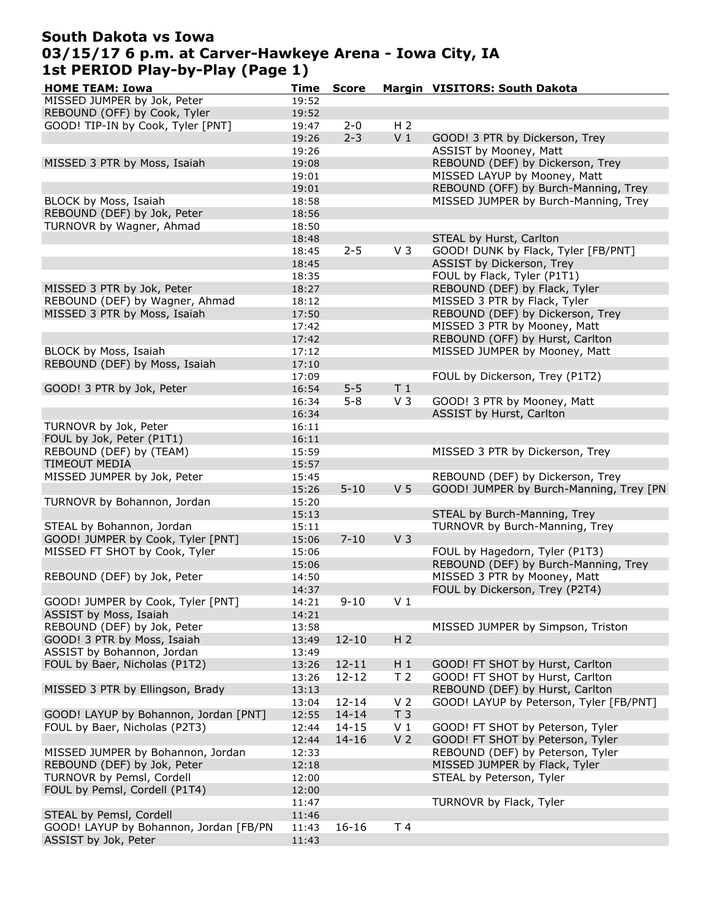# South Dakota vs Iowa
## 03/15/17 6 p.m. at Carver-Hawkeye Arena - Iowa City, IA
## 1st PERIOD Play-by-Play (Page 1)

| HOME TEAM: Iowa | Time | Score | Margin | VISITORS: South Dakota |
|---|---|---|---|---|
| MISSED JUMPER by Jok, Peter | 19:52 | | | |
| REBOUND (OFF) by Cook, Tyler | 19:52 | | | |
| GOOD! TIP-IN by Cook, Tyler [PNT] | 19:47 | 2-0 | H 2 | |
| | 19:26 | 2-3 | V 1 | GOOD! 3 PTR by Dickerson, Trey |
| | 19:26 | | | ASSIST by Mooney, Matt |
| MISSED 3 PTR by Moss, Isaiah | 19:08 | | | REBOUND (DEF) by Dickerson, Trey |
| | 19:01 | | | MISSED LAYUP by Mooney, Matt |
| | 19:01 | | | REBOUND (OFF) by Burch-Manning, Trey |
| BLOCK by Moss, Isaiah | 18:58 | | | MISSED JUMPER by Burch-Manning, Trey |
| REBOUND (DEF) by Jok, Peter | 18:56 | | | |
| TURNOVR by Wagner, Ahmad | 18:50 | | | |
| | 18:48 | | | STEAL by Hurst, Carlton |
| | 18:45 | 2-5 | V 3 | GOOD! DUNK by Flack, Tyler [FB/PNT] |
| | 18:45 | | | ASSIST by Dickerson, Trey |
| | 18:35 | | | FOUL by Flack, Tyler (P1T1) |
| MISSED 3 PTR by Jok, Peter | 18:27 | | | REBOUND (DEF) by Flack, Tyler |
| REBOUND (DEF) by Wagner, Ahmad | 18:12 | | | MISSED 3 PTR by Flack, Tyler |
| MISSED 3 PTR by Moss, Isaiah | 17:50 | | | REBOUND (DEF) by Dickerson, Trey |
| | 17:42 | | | MISSED 3 PTR by Mooney, Matt |
| | 17:42 | | | REBOUND (OFF) by Hurst, Carlton |
| BLOCK by Moss, Isaiah | 17:12 | | | MISSED JUMPER by Mooney, Matt |
| REBOUND (DEF) by Moss, Isaiah | 17:10 | | | |
| | 17:09 | | | FOUL by Dickerson, Trey (P1T2) |
| GOOD! 3 PTR by Jok, Peter | 16:54 | 5-5 | T 1 | |
| | 16:34 | 5-8 | V 3 | GOOD! 3 PTR by Mooney, Matt |
| | 16:34 | | | ASSIST by Hurst, Carlton |
| TURNOVR by Jok, Peter | 16:11 | | | |
| FOUL by Jok, Peter (P1T1) | 16:11 | | | |
| REBOUND (DEF) by (TEAM) | 15:59 | | | MISSED 3 PTR by Dickerson, Trey |
| TIMEOUT MEDIA | 15:57 | | | |
| MISSED JUMPER by Jok, Peter | 15:45 | | | REBOUND (DEF) by Dickerson, Trey |
| | 15:26 | 5-10 | V 5 | GOOD! JUMPER by Burch-Manning, Trey [PN |
| TURNOVR by Bohannon, Jordan | 15:20 | | | |
| | 15:13 | | | STEAL by Burch-Manning, Trey |
| STEAL by Bohannon, Jordan | 15:11 | | | TURNOVR by Burch-Manning, Trey |
| GOOD! JUMPER by Cook, Tyler [PNT] | 15:06 | 7-10 | V 3 | |
| MISSED FT SHOT by Cook, Tyler | 15:06 | | | FOUL by Hagedorn, Tyler (P1T3) |
| | 15:06 | | | REBOUND (DEF) by Burch-Manning, Trey |
| REBOUND (DEF) by Jok, Peter | 14:50 | | | MISSED 3 PTR by Mooney, Matt |
| | 14:37 | | | FOUL by Dickerson, Trey (P2T4) |
| GOOD! JUMPER by Cook, Tyler [PNT] | 14:21 | 9-10 | V 1 | |
| ASSIST by Moss, Isaiah | 14:21 | | | |
| REBOUND (DEF) by Jok, Peter | 13:58 | | | MISSED JUMPER by Simpson, Triston |
| GOOD! 3 PTR by Moss, Isaiah | 13:49 | 12-10 | H 2 | |
| ASSIST by Bohannon, Jordan | 13:49 | | | |
| FOUL by Baer, Nicholas (P1T2) | 13:26 | 12-11 | H 1 | GOOD! FT SHOT by Hurst, Carlton |
| | 13:26 | 12-12 | T 2 | GOOD! FT SHOT by Hurst, Carlton |
| MISSED 3 PTR by Ellingson, Brady | 13:13 | | | REBOUND (DEF) by Hurst, Carlton |
| | 13:04 | 12-14 | V 2 | GOOD! LAYUP by Peterson, Tyler [FB/PNT] |
| GOOD! LAYUP by Bohannon, Jordan [PNT] | 12:55 | 14-14 | T 3 | |
| FOUL by Baer, Nicholas (P2T3) | 12:44 | 14-15 | V 1 | GOOD! FT SHOT by Peterson, Tyler |
| | 12:44 | 14-16 | V 2 | GOOD! FT SHOT by Peterson, Tyler |
| MISSED JUMPER by Bohannon, Jordan | 12:33 | | | REBOUND (DEF) by Peterson, Tyler |
| REBOUND (DEF) by Jok, Peter | 12:18 | | | MISSED JUMPER by Flack, Tyler |
| TURNOVR by Pemsl, Cordell | 12:00 | | | STEAL by Peterson, Tyler |
| FOUL by Pemsl, Cordell (P1T4) | 12:00 | | | |
| | 11:47 | | | TURNOVR by Flack, Tyler |
| STEAL by Pemsl, Cordell | 11:46 | | | |
| GOOD! LAYUP by Bohannon, Jordan [FB/PN | 11:43 | 16-16 | T 4 | |
| ASSIST by Jok, Peter | 11:43 | | | |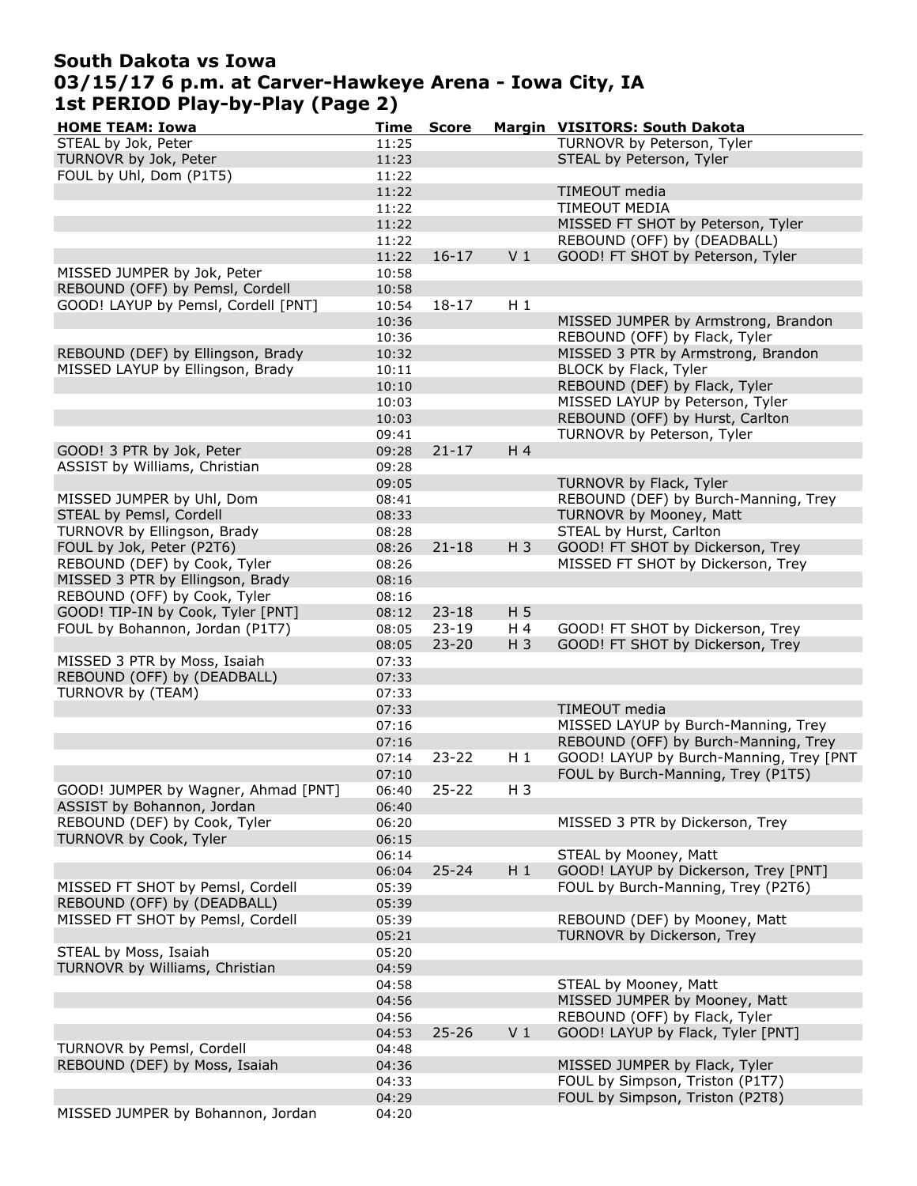# South Dakota vs Iowa
# 03/15/17 6 p.m. at Carver-Hawkeye Arena - Iowa City, IA
# 1st PERIOD Play-by-Play (Page 2)

| HOME TEAM: Iowa | Time | Score | Margin | VISITORS: South Dakota |
|---|---|---|---|---|
| STEAL by Jok, Peter | 11:25 | | | TURNOVR by Peterson, Tyler |
| TURNOVR by Jok, Peter | 11:23 | | | STEAL by Peterson, Tyler |
| FOUL by Uhl, Dom (P1T5) | 11:22 | | | |
| | 11:22 | | | TIMEOUT media |
| | 11:22 | | | TIMEOUT MEDIA |
| | 11:22 | | | MISSED FT SHOT by Peterson, Tyler |
| | 11:22 | | | REBOUND (OFF) by (DEADBALL) |
| | 11:22 | 16-17 | V 1 | GOOD! FT SHOT by Peterson, Tyler |
| MISSED JUMPER by Jok, Peter | 10:58 | | | |
| REBOUND (OFF) by Pemsl, Cordell | 10:58 | | | |
| GOOD! LAYUP by Pemsl, Cordell [PNT] | 10:54 | 18-17 | H 1 | |
| | 10:36 | | | MISSED JUMPER by Armstrong, Brandon |
| | 10:36 | | | REBOUND (OFF) by Flack, Tyler |
| REBOUND (DEF) by Ellingson, Brady | 10:32 | | | MISSED 3 PTR by Armstrong, Brandon |
| MISSED LAYUP by Ellingson, Brady | 10:11 | | | BLOCK by Flack, Tyler |
| | 10:10 | | | REBOUND (DEF) by Flack, Tyler |
| | 10:03 | | | MISSED LAYUP by Peterson, Tyler |
| | 10:03 | | | REBOUND (OFF) by Hurst, Carlton |
| | 09:41 | | | TURNOVR by Peterson, Tyler |
| GOOD! 3 PTR by Jok, Peter | 09:28 | 21-17 | H 4 | |
| ASSIST by Williams, Christian | 09:28 | | | |
| | 09:05 | | | TURNOVR by Flack, Tyler |
| MISSED JUMPER by Uhl, Dom | 08:41 | | | REBOUND (DEF) by Burch-Manning, Trey |
| STEAL by Pemsl, Cordell | 08:33 | | | TURNOVR by Mooney, Matt |
| TURNOVR by Ellingson, Brady | 08:28 | | | STEAL by Hurst, Carlton |
| FOUL by Jok, Peter (P2T6) | 08:26 | 21-18 | H 3 | GOOD! FT SHOT by Dickerson, Trey |
| REBOUND (DEF) by Cook, Tyler | 08:26 | | | MISSED FT SHOT by Dickerson, Trey |
| MISSED 3 PTR by Ellingson, Brady | 08:16 | | | |
| REBOUND (OFF) by Cook, Tyler | 08:16 | | | |
| GOOD! TIP-IN by Cook, Tyler [PNT] | 08:12 | 23-18 | H 5 | |
| FOUL by Bohannon, Jordan (P1T7) | 08:05 | 23-19 | H 4 | GOOD! FT SHOT by Dickerson, Trey |
| | 08:05 | 23-20 | H 3 | GOOD! FT SHOT by Dickerson, Trey |
| MISSED 3 PTR by Moss, Isaiah | 07:33 | | | |
| REBOUND (OFF) by (DEADBALL) | 07:33 | | | |
| TURNOVR by (TEAM) | 07:33 | | | |
| | 07:33 | | | TIMEOUT media |
| | 07:16 | | | MISSED LAYUP by Burch-Manning, Trey |
| | 07:16 | | | REBOUND (OFF) by Burch-Manning, Trey |
| | 07:14 | 23-22 | H 1 | GOOD! LAYUP by Burch-Manning, Trey [PNT |
| | 07:10 | | | FOUL by Burch-Manning, Trey (P1T5) |
| GOOD! JUMPER by Wagner, Ahmad [PNT] | 06:40 | 25-22 | H 3 | |
| ASSIST by Bohannon, Jordan | 06:40 | | | |
| REBOUND (DEF) by Cook, Tyler | 06:20 | | | MISSED 3 PTR by Dickerson, Trey |
| TURNOVR by Cook, Tyler | 06:15 | | | |
| | 06:14 | | | STEAL by Mooney, Matt |
| | 06:04 | 25-24 | H 1 | GOOD! LAYUP by Dickerson, Trey [PNT] |
| MISSED FT SHOT by Pemsl, Cordell | 05:39 | | | FOUL by Burch-Manning, Trey (P2T6) |
| REBOUND (OFF) by (DEADBALL) | 05:39 | | | |
| MISSED FT SHOT by Pemsl, Cordell | 05:39 | | | REBOUND (DEF) by Mooney, Matt |
| | 05:21 | | | TURNOVR by Dickerson, Trey |
| STEAL by Moss, Isaiah | 05:20 | | | |
| TURNOVR by Williams, Christian | 04:59 | | | |
| | 04:58 | | | STEAL by Mooney, Matt |
| | 04:56 | | | MISSED JUMPER by Mooney, Matt |
| | 04:56 | | | REBOUND (OFF) by Flack, Tyler |
| | 04:53 | 25-26 | V 1 | GOOD! LAYUP by Flack, Tyler [PNT] |
| TURNOVR by Pemsl, Cordell | 04:48 | | | |
| REBOUND (DEF) by Moss, Isaiah | 04:36 | | | MISSED JUMPER by Flack, Tyler |
| | 04:33 | | | FOUL by Simpson, Triston (P1T7) |
| | 04:29 | | | FOUL by Simpson, Triston (P2T8) |
| MISSED JUMPER by Bohannon, Jordan | 04:20 | | | |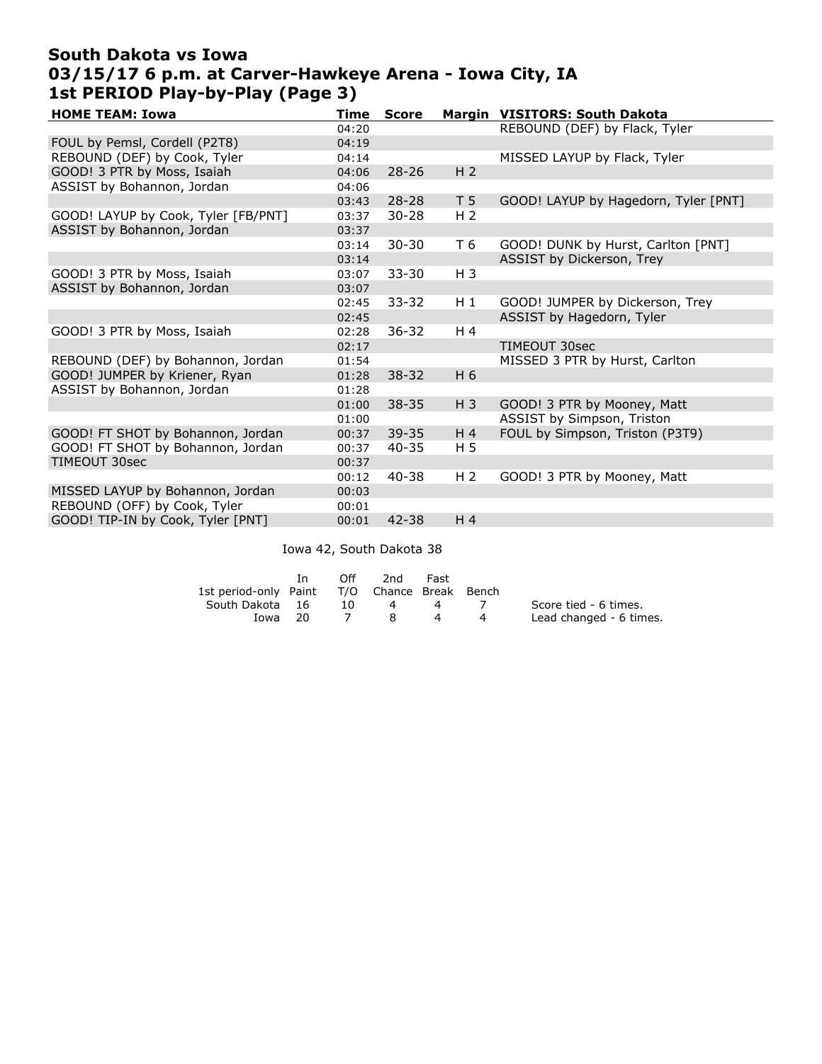# South Dakota vs Iowa
# 03/15/17 6 p.m. at Carver-Hawkeye Arena - Iowa City, IA
# 1st PERIOD Play-by-Play (Page 3)

| HOME TEAM: Iowa | Time | Score | Margin | VISITORS: South Dakota |
|---|---|---|---|---|
| | 04:20 | | | REBOUND (DEF) by Flack, Tyler |
| FOUL by Pemsl, Cordell (P2T8) | 04:19 | | | |
| REBOUND (DEF) by Cook, Tyler | 04:14 | | | MISSED LAYUP by Flack, Tyler |
| GOOD! 3 PTR by Moss, Isaiah | 04:06 | 28-26 | H 2 | |
| ASSIST by Bohannon, Jordan | 04:06 | | | |
| | 03:43 | 28-28 | T 5 | GOOD! LAYUP by Hagedorn, Tyler [PNT] |
| GOOD! LAYUP by Cook, Tyler [FB/PNT] | 03:37 | 30-28 | H 2 | |
| ASSIST by Bohannon, Jordan | 03:37 | | | |
| | 03:14 | 30-30 | T 6 | GOOD! DUNK by Hurst, Carlton [PNT] |
| | 03:14 | | | ASSIST by Dickerson, Trey |
| GOOD! 3 PTR by Moss, Isaiah | 03:07 | 33-30 | H 3 | |
| ASSIST by Bohannon, Jordan | 03:07 | | | |
| | 02:45 | 33-32 | H 1 | GOOD! JUMPER by Dickerson, Trey |
| | 02:45 | | | ASSIST by Hagedorn, Tyler |
| GOOD! 3 PTR by Moss, Isaiah | 02:28 | 36-32 | H 4 | |
| | 02:17 | | | TIMEOUT 30sec |
| REBOUND (DEF) by Bohannon, Jordan | 01:54 | | | MISSED 3 PTR by Hurst, Carlton |
| GOOD! JUMPER by Kriener, Ryan | 01:28 | 38-32 | H 6 | |
| ASSIST by Bohannon, Jordan | 01:28 | | | |
| | 01:00 | 38-35 | H 3 | GOOD! 3 PTR by Mooney, Matt |
| | 01:00 | | | ASSIST by Simpson, Triston |
| GOOD! FT SHOT by Bohannon, Jordan | 00:37 | 39-35 | H 4 | FOUL by Simpson, Triston (P3T9) |
| GOOD! FT SHOT by Bohannon, Jordan | 00:37 | 40-35 | H 5 | |
| TIMEOUT 30sec | 00:37 | | | |
| | 00:12 | 40-38 | H 2 | GOOD! 3 PTR by Mooney, Matt |
| MISSED LAYUP by Bohannon, Jordan | 00:03 | | | |
| REBOUND (OFF) by Cook, Tyler | 00:01 | | | |
| GOOD! TIP-IN by Cook, Tyler [PNT] | 00:01 | 42-38 | H 4 | |

Iowa 42, South Dakota 38

| 1st period-only | In Paint | Off T/O | 2nd Chance | Fast Break | Bench |
|---|---|---|---|---|---|
| South Dakota | 16 | 10 | 4 | 4 | 7 |
| Iowa | 20 | 7 | 8 | 4 | 4 |

Score tied - 6 times.
Lead changed - 6 times.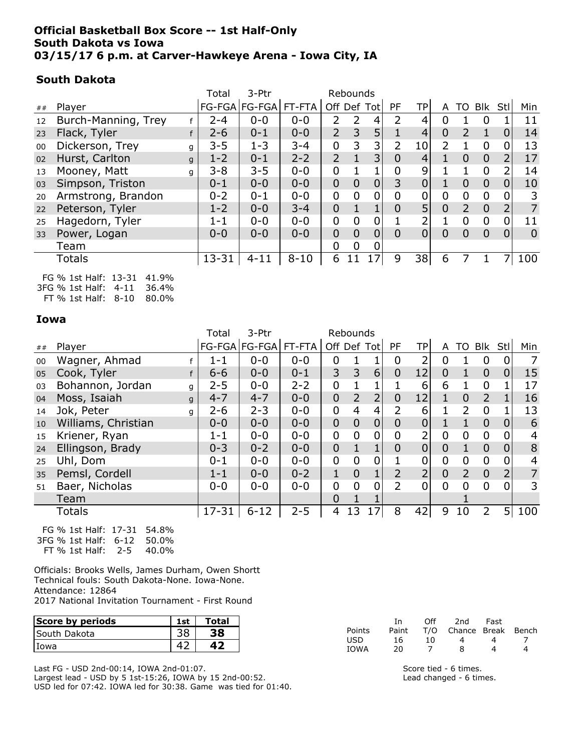**Official Basketball Box Score -- 1st Half-Only**
**South Dakota vs Iowa**
**03/15/17 6 p.m. at Carver-Hawkeye Arena - Iowa City, IA**

### South Dakota

| ## | Player | | Total FG-FGA | 3-Ptr FG-FGA | FT-FTA | Rebounds Off | Def | Tot | PF | TP | A | TO | Blk | Stl | Min |
|---|---|---|---|---|---|---|---|---|---|---|---|---|---|---|---|
| 12 | Burch-Manning, Trey | f | 2-4 | 0-0 | 0-0 | 2 | 2 | 4 | 2 | 4 | 0 | 1 | 0 | 1 | 11 |
| 23 | Flack, Tyler | f | 2-6 | 0-1 | 0-0 | 2 | 3 | 5 | 1 | 4 | 0 | 2 | 1 | 0 | 14 |
| 00 | Dickerson, Trey | g | 3-5 | 1-3 | 3-4 | 0 | 3 | 3 | 2 | 10 | 2 | 1 | 0 | 0 | 13 |
| 02 | Hurst, Carlton | g | 1-2 | 0-1 | 2-2 | 2 | 1 | 3 | 0 | 4 | 1 | 0 | 0 | 2 | 17 |
| 13 | Mooney, Matt | g | 3-8 | 3-5 | 0-0 | 0 | 1 | 1 | 0 | 9 | 1 | 1 | 0 | 2 | 14 |
| 03 | Simpson, Triston | | 0-1 | 0-0 | 0-0 | 0 | 0 | 0 | 3 | 0 | 1 | 0 | 0 | 0 | 10 |
| 20 | Armstrong, Brandon | | 0-2 | 0-1 | 0-0 | 0 | 0 | 0 | 0 | 0 | 0 | 0 | 0 | 0 | 3 |
| 22 | Peterson, Tyler | | 1-2 | 0-0 | 3-4 | 0 | 1 | 1 | 0 | 5 | 0 | 2 | 0 | 2 | 7 |
| 25 | Hagedorn, Tyler | | 1-1 | 0-0 | 0-0 | 0 | 0 | 0 | 1 | 2 | 1 | 0 | 0 | 0 | 11 |
| 33 | Power, Logan | | 0-0 | 0-0 | 0-0 | 0 | 0 | 0 | 0 | 0 | 0 | 0 | 0 | 0 | 0 |
| | Team | | | | | 0 | 0 | 0 | | | | | | | |
| | Totals | | 13-31 | 4-11 | 8-10 | 6 | 11 | 17 | 9 | 38 | 6 | 7 | 1 | 7 | 100 |

FG % 1st Half: 13-31 41.9%
3FG % 1st Half: 4-11 36.4%
FT % 1st Half: 8-10 80.0%

### Iowa

| ## | Player | | Total FG-FGA | 3-Ptr FG-FGA | FT-FTA | Rebounds Off | Def | Tot | PF | TP | A | TO | Blk | Stl | Min |
|---|---|---|---|---|---|---|---|---|---|---|---|---|---|---|---|
| 00 | Wagner, Ahmad | f | 1-1 | 0-0 | 0-0 | 0 | 1 | 1 | 0 | 2 | 0 | 1 | 0 | 0 | 7 |
| 05 | Cook, Tyler | f | 6-6 | 0-0 | 0-1 | 3 | 3 | 6 | 0 | 12 | 0 | 1 | 0 | 0 | 15 |
| 03 | Bohannon, Jordan | g | 2-5 | 0-0 | 2-2 | 0 | 1 | 1 | 1 | 6 | 6 | 1 | 0 | 1 | 17 |
| 04 | Moss, Isaiah | g | 4-7 | 4-7 | 0-0 | 0 | 2 | 2 | 0 | 12 | 1 | 0 | 2 | 1 | 16 |
| 14 | Jok, Peter | g | 2-6 | 2-3 | 0-0 | 0 | 4 | 4 | 2 | 6 | 1 | 2 | 0 | 1 | 13 |
| 10 | Williams, Christian | | 0-0 | 0-0 | 0-0 | 0 | 0 | 0 | 0 | 0 | 1 | 1 | 0 | 0 | 6 |
| 15 | Kriener, Ryan | | 1-1 | 0-0 | 0-0 | 0 | 0 | 0 | 0 | 2 | 0 | 0 | 0 | 0 | 4 |
| 24 | Ellingson, Brady | | 0-3 | 0-2 | 0-0 | 0 | 1 | 1 | 0 | 0 | 0 | 1 | 0 | 0 | 8 |
| 25 | Uhl, Dom | | 0-1 | 0-0 | 0-0 | 0 | 0 | 0 | 1 | 0 | 0 | 0 | 0 | 0 | 4 |
| 35 | Pemsl, Cordell | | 1-1 | 0-0 | 0-2 | 1 | 0 | 1 | 2 | 2 | 0 | 2 | 0 | 2 | 7 |
| 51 | Baer, Nicholas | | 0-0 | 0-0 | 0-0 | 0 | 0 | 0 | 2 | 0 | 0 | 0 | 0 | 0 | 3 |
| | Team | | | | | 0 | 1 | 1 | | | | 1 | | | |
| | Totals | | 17-31 | 6-12 | 2-5 | 4 | 13 | 17 | 8 | 42 | 9 | 10 | 2 | 5 | 100 |

FG % 1st Half: 17-31 54.8%
3FG % 1st Half: 6-12 50.0%
FT % 1st Half: 2-5 40.0%

Officials: Brooks Wells, James Durham, Owen Shortt
Technical fouls: South Dakota-None. Iowa-None.
Attendance: 12864
2017 National Invitation Tournament - First Round

| Score by periods | 1st | Total |
|---|---|---|
| South Dakota | 38 | **38** |
| Iowa | 42 | **42** |

| Points | In Paint | Off T/O | 2nd Chance | Fast Break | Bench |
|---|---|---|---|---|---|
| USD | 16 | 10 | 4 | 4 | 7 |
| IOWA | 20 | 7 | 8 | 4 | 4 |

Last FG - USD 2nd-00:14, IOWA 2nd-01:07.
Largest lead - USD by 5 1st-15:26, IOWA by 15 2nd-00:52.
USD led for 07:42. IOWA led for 30:38. Game was tied for 01:40.

Score tied - 6 times.
Lead changed - 6 times.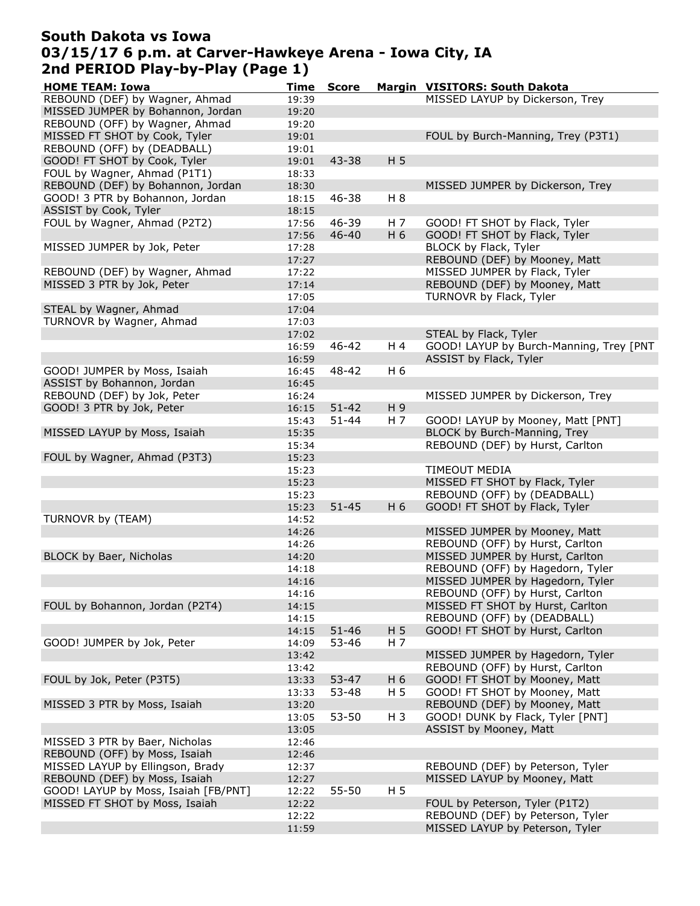# South Dakota vs Iowa
## 03/15/17 6 p.m. at Carver-Hawkeye Arena - Iowa City, IA
## 2nd PERIOD Play-by-Play (Page 1)

| HOME TEAM: Iowa | Time | Score | Margin | VISITORS: South Dakota |
|---|---|---|---|---|
| REBOUND (DEF) by Wagner, Ahmad | 19:39 | | | MISSED LAYUP by Dickerson, Trey |
| MISSED JUMPER by Bohannon, Jordan | 19:20 | | | |
| REBOUND (OFF) by Wagner, Ahmad | 19:20 | | | |
| MISSED FT SHOT by Cook, Tyler | 19:01 | | | FOUL by Burch-Manning, Trey (P3T1) |
| REBOUND (OFF) by (DEADBALL) | 19:01 | | | |
| GOOD! FT SHOT by Cook, Tyler | 19:01 | 43-38 | H 5 | |
| FOUL by Wagner, Ahmad (P1T1) | 18:33 | | | |
| REBOUND (DEF) by Bohannon, Jordan | 18:30 | | | MISSED JUMPER by Dickerson, Trey |
| GOOD! 3 PTR by Bohannon, Jordan | 18:15 | 46-38 | H 8 | |
| ASSIST by Cook, Tyler | 18:15 | | | |
| FOUL by Wagner, Ahmad (P2T2) | 17:56 | 46-39 | H 7 | GOOD! FT SHOT by Flack, Tyler |
| | 17:56 | 46-40 | H 6 | GOOD! FT SHOT by Flack, Tyler |
| MISSED JUMPER by Jok, Peter | 17:28 | | | BLOCK by Flack, Tyler |
| | 17:27 | | | REBOUND (DEF) by Mooney, Matt |
| REBOUND (DEF) by Wagner, Ahmad | 17:22 | | | MISSED JUMPER by Flack, Tyler |
| MISSED 3 PTR by Jok, Peter | 17:14 | | | REBOUND (DEF) by Mooney, Matt |
| | 17:05 | | | TURNOVR by Flack, Tyler |
| STEAL by Wagner, Ahmad | 17:04 | | | |
| TURNOVR by Wagner, Ahmad | 17:03 | | | |
| | 17:02 | | | STEAL by Flack, Tyler |
| | 16:59 | 46-42 | H 4 | GOOD! LAYUP by Burch-Manning, Trey [PNT |
| | 16:59 | | | ASSIST by Flack, Tyler |
| GOOD! JUMPER by Moss, Isaiah | 16:45 | 48-42 | H 6 | |
| ASSIST by Bohannon, Jordan | 16:45 | | | |
| REBOUND (DEF) by Jok, Peter | 16:24 | | | MISSED JUMPER by Dickerson, Trey |
| GOOD! 3 PTR by Jok, Peter | 16:15 | 51-42 | H 9 | |
| | 15:43 | 51-44 | H 7 | GOOD! LAYUP by Mooney, Matt [PNT] |
| MISSED LAYUP by Moss, Isaiah | 15:35 | | | BLOCK by Burch-Manning, Trey |
| | 15:34 | | | REBOUND (DEF) by Hurst, Carlton |
| FOUL by Wagner, Ahmad (P3T3) | 15:23 | | | |
| | 15:23 | | | TIMEOUT MEDIA |
| | 15:23 | | | MISSED FT SHOT by Flack, Tyler |
| | 15:23 | | | REBOUND (OFF) by (DEADBALL) |
| | 15:23 | 51-45 | H 6 | GOOD! FT SHOT by Flack, Tyler |
| TURNOVR by (TEAM) | 14:52 | | | |
| | 14:26 | | | MISSED JUMPER by Mooney, Matt |
| | 14:26 | | | REBOUND (OFF) by Hurst, Carlton |
| BLOCK by Baer, Nicholas | 14:20 | | | MISSED JUMPER by Hurst, Carlton |
| | 14:18 | | | REBOUND (OFF) by Hagedorn, Tyler |
| | 14:16 | | | MISSED JUMPER by Hagedorn, Tyler |
| | 14:16 | | | REBOUND (OFF) by Hurst, Carlton |
| FOUL by Bohannon, Jordan (P2T4) | 14:15 | | | MISSED FT SHOT by Hurst, Carlton |
| | 14:15 | | | REBOUND (OFF) by (DEADBALL) |
| | 14:15 | 51-46 | H 5 | GOOD! FT SHOT by Hurst, Carlton |
| GOOD! JUMPER by Jok, Peter | 14:09 | 53-46 | H 7 | |
| | 13:42 | | | MISSED JUMPER by Hagedorn, Tyler |
| | 13:42 | | | REBOUND (OFF) by Hurst, Carlton |
| FOUL by Jok, Peter (P3T5) | 13:33 | 53-47 | H 6 | GOOD! FT SHOT by Mooney, Matt |
| | 13:33 | 53-48 | H 5 | GOOD! FT SHOT by Mooney, Matt |
| MISSED 3 PTR by Moss, Isaiah | 13:20 | | | REBOUND (DEF) by Mooney, Matt |
| | 13:05 | 53-50 | H 3 | GOOD! DUNK by Flack, Tyler [PNT] |
| | 13:05 | | | ASSIST by Mooney, Matt |
| MISSED 3 PTR by Baer, Nicholas | 12:46 | | | |
| REBOUND (OFF) by Moss, Isaiah | 12:46 | | | |
| MISSED LAYUP by Ellingson, Brady | 12:37 | | | REBOUND (DEF) by Peterson, Tyler |
| REBOUND (DEF) by Moss, Isaiah | 12:27 | | | MISSED LAYUP by Mooney, Matt |
| GOOD! LAYUP by Moss, Isaiah [FB/PNT] | 12:22 | 55-50 | H 5 | |
| MISSED FT SHOT by Moss, Isaiah | 12:22 | | | FOUL by Peterson, Tyler (P1T2) |
| | 12:22 | | | REBOUND (DEF) by Peterson, Tyler |
| | 11:59 | | | MISSED LAYUP by Peterson, Tyler |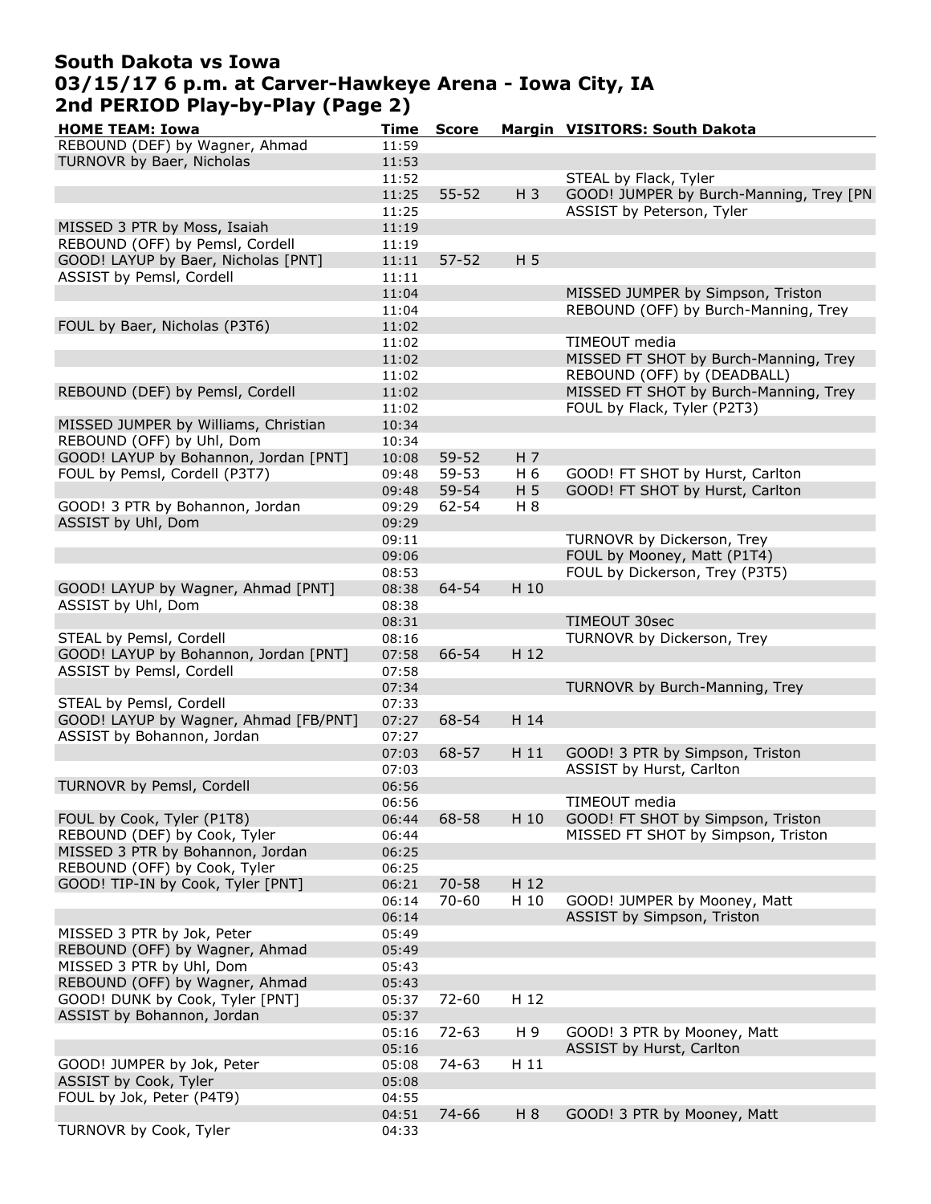# South Dakota vs Iowa
## 03/15/17 6 p.m. at Carver-Hawkeye Arena - Iowa City, IA
## 2nd PERIOD Play-by-Play (Page 2)

| HOME TEAM: Iowa | Time | Score | Margin | VISITORS: South Dakota |
|---|---|---|---|---|
| REBOUND (DEF) by Wagner, Ahmad | 11:59 | | | |
| TURNOVR by Baer, Nicholas | 11:53 | | | |
| | 11:52 | | | STEAL by Flack, Tyler |
| | 11:25 | 55-52 | H 3 | GOOD! JUMPER by Burch-Manning, Trey [PN |
| | 11:25 | | | ASSIST by Peterson, Tyler |
| MISSED 3 PTR by Moss, Isaiah | 11:19 | | | |
| REBOUND (OFF) by Pemsl, Cordell | 11:19 | | | |
| GOOD! LAYUP by Baer, Nicholas [PNT] | 11:11 | 57-52 | H 5 | |
| ASSIST by Pemsl, Cordell | 11:11 | | | |
| | 11:04 | | | MISSED JUMPER by Simpson, Triston |
| | 11:04 | | | REBOUND (OFF) by Burch-Manning, Trey |
| FOUL by Baer, Nicholas (P3T6) | 11:02 | | | |
| | 11:02 | | | TIMEOUT media |
| | 11:02 | | | MISSED FT SHOT by Burch-Manning, Trey |
| | 11:02 | | | REBOUND (OFF) by (DEADBALL) |
| REBOUND (DEF) by Pemsl, Cordell | 11:02 | | | MISSED FT SHOT by Burch-Manning, Trey |
| | 11:02 | | | FOUL by Flack, Tyler (P2T3) |
| MISSED JUMPER by Williams, Christian | 10:34 | | | |
| REBOUND (OFF) by Uhl, Dom | 10:34 | | | |
| GOOD! LAYUP by Bohannon, Jordan [PNT] | 10:08 | 59-52 | H 7 | |
| FOUL by Pemsl, Cordell (P3T7) | 09:48 | 59-53 | H 6 | GOOD! FT SHOT by Hurst, Carlton |
| | 09:48 | 59-54 | H 5 | GOOD! FT SHOT by Hurst, Carlton |
| GOOD! 3 PTR by Bohannon, Jordan | 09:29 | 62-54 | H 8 | |
| ASSIST by Uhl, Dom | 09:29 | | | |
| | 09:11 | | | TURNOVR by Dickerson, Trey |
| | 09:06 | | | FOUL by Mooney, Matt (P1T4) |
| | 08:53 | | | FOUL by Dickerson, Trey (P3T5) |
| GOOD! LAYUP by Wagner, Ahmad [PNT] | 08:38 | 64-54 | H 10 | |
| ASSIST by Uhl, Dom | 08:38 | | | |
| | 08:31 | | | TIMEOUT 30sec |
| STEAL by Pemsl, Cordell | 08:16 | | | TURNOVR by Dickerson, Trey |
| GOOD! LAYUP by Bohannon, Jordan [PNT] | 07:58 | 66-54 | H 12 | |
| ASSIST by Pemsl, Cordell | 07:58 | | | |
| | 07:34 | | | TURNOVR by Burch-Manning, Trey |
| STEAL by Pemsl, Cordell | 07:33 | | | |
| GOOD! LAYUP by Wagner, Ahmad [FB/PNT] | 07:27 | 68-54 | H 14 | |
| ASSIST by Bohannon, Jordan | 07:27 | | | |
| | 07:03 | 68-57 | H 11 | GOOD! 3 PTR by Simpson, Triston |
| | 07:03 | | | ASSIST by Hurst, Carlton |
| TURNOVR by Pemsl, Cordell | 06:56 | | | |
| | 06:56 | | | TIMEOUT media |
| FOUL by Cook, Tyler (P1T8) | 06:44 | 68-58 | H 10 | GOOD! FT SHOT by Simpson, Triston |
| REBOUND (DEF) by Cook, Tyler | 06:44 | | | MISSED FT SHOT by Simpson, Triston |
| MISSED 3 PTR by Bohannon, Jordan | 06:25 | | | |
| REBOUND (OFF) by Cook, Tyler | 06:25 | | | |
| GOOD! TIP-IN by Cook, Tyler [PNT] | 06:21 | 70-58 | H 12 | |
| | 06:14 | 70-60 | H 10 | GOOD! JUMPER by Mooney, Matt |
| | 06:14 | | | ASSIST by Simpson, Triston |
| MISSED 3 PTR by Jok, Peter | 05:49 | | | |
| REBOUND (OFF) by Wagner, Ahmad | 05:49 | | | |
| MISSED 3 PTR by Uhl, Dom | 05:43 | | | |
| REBOUND (OFF) by Wagner, Ahmad | 05:43 | | | |
| GOOD! DUNK by Cook, Tyler [PNT] | 05:37 | 72-60 | H 12 | |
| ASSIST by Bohannon, Jordan | 05:37 | | | |
| | 05:16 | 72-63 | H 9 | GOOD! 3 PTR by Mooney, Matt |
| | 05:16 | | | ASSIST by Hurst, Carlton |
| GOOD! JUMPER by Jok, Peter | 05:08 | 74-63 | H 11 | |
| ASSIST by Cook, Tyler | 05:08 | | | |
| FOUL by Jok, Peter (P4T9) | 04:55 | | | |
| | 04:51 | 74-66 | H 8 | GOOD! 3 PTR by Mooney, Matt |
| TURNOVR by Cook, Tyler | 04:33 | | | |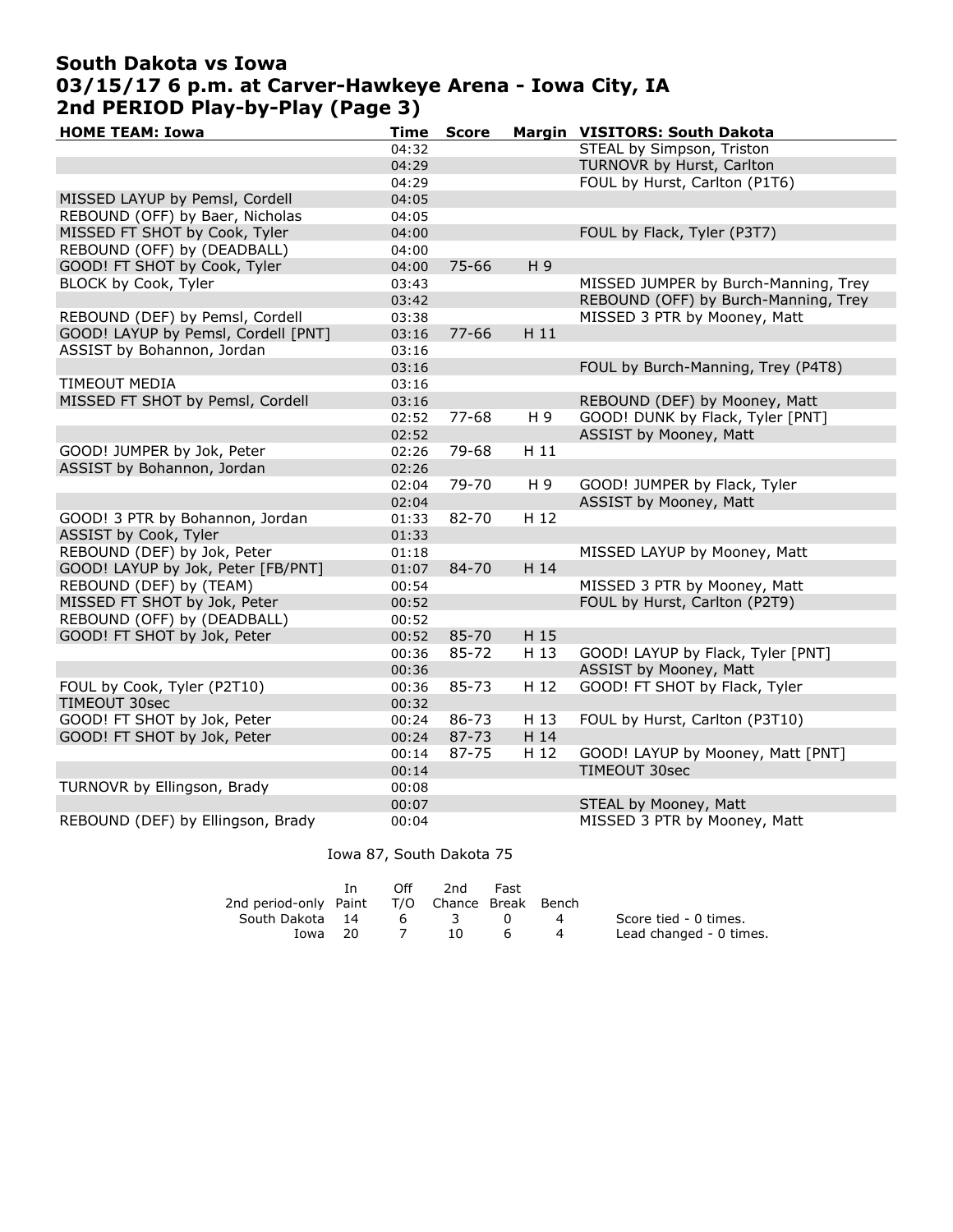# South Dakota vs Iowa
## 03/15/17 6 p.m. at Carver-Hawkeye Arena - Iowa City, IA
## 2nd PERIOD Play-by-Play (Page 3)

| HOME TEAM: Iowa | Time | Score | Margin | VISITORS: South Dakota |
|---|---|---|---|---|
| | 04:32 | | | STEAL by Simpson, Triston |
| | 04:29 | | | TURNOVR by Hurst, Carlton |
| | 04:29 | | | FOUL by Hurst, Carlton (P1T6) |
| MISSED LAYUP by Pemsl, Cordell | 04:05 | | | |
| REBOUND (OFF) by Baer, Nicholas | 04:05 | | | |
| MISSED FT SHOT by Cook, Tyler | 04:00 | | | FOUL by Flack, Tyler (P3T7) |
| REBOUND (OFF) by (DEADBALL) | 04:00 | | | |
| GOOD! FT SHOT by Cook, Tyler | 04:00 | 75-66 | H 9 | |
| BLOCK by Cook, Tyler | 03:43 | | | MISSED JUMPER by Burch-Manning, Trey |
| | 03:42 | | | REBOUND (OFF) by Burch-Manning, Trey |
| REBOUND (DEF) by Pemsl, Cordell | 03:38 | | | MISSED 3 PTR by Mooney, Matt |
| GOOD! LAYUP by Pemsl, Cordell [PNT] | 03:16 | 77-66 | H 11 | |
| ASSIST by Bohannon, Jordan | 03:16 | | | |
| | 03:16 | | | FOUL by Burch-Manning, Trey (P4T8) |
| TIMEOUT MEDIA | 03:16 | | | |
| MISSED FT SHOT by Pemsl, Cordell | 03:16 | | | REBOUND (DEF) by Mooney, Matt |
| | 02:52 | 77-68 | H 9 | GOOD! DUNK by Flack, Tyler [PNT] |
| | 02:52 | | | ASSIST by Mooney, Matt |
| GOOD! JUMPER by Jok, Peter | 02:26 | 79-68 | H 11 | |
| ASSIST by Bohannon, Jordan | 02:26 | | | |
| | 02:04 | 79-70 | H 9 | GOOD! JUMPER by Flack, Tyler |
| | 02:04 | | | ASSIST by Mooney, Matt |
| GOOD! 3 PTR by Bohannon, Jordan | 01:33 | 82-70 | H 12 | |
| ASSIST by Cook, Tyler | 01:33 | | | |
| REBOUND (DEF) by Jok, Peter | 01:18 | | | MISSED LAYUP by Mooney, Matt |
| GOOD! LAYUP by Jok, Peter [FB/PNT] | 01:07 | 84-70 | H 14 | |
| REBOUND (DEF) by (TEAM) | 00:54 | | | MISSED 3 PTR by Mooney, Matt |
| MISSED FT SHOT by Jok, Peter | 00:52 | | | FOUL by Hurst, Carlton (P2T9) |
| REBOUND (OFF) by (DEADBALL) | 00:52 | | | |
| GOOD! FT SHOT by Jok, Peter | 00:52 | 85-70 | H 15 | |
| | 00:36 | 85-72 | H 13 | GOOD! LAYUP by Flack, Tyler [PNT] |
| | 00:36 | | | ASSIST by Mooney, Matt |
| FOUL by Cook, Tyler (P2T10) | 00:36 | 85-73 | H 12 | GOOD! FT SHOT by Flack, Tyler |
| TIMEOUT 30sec | 00:32 | | | |
| GOOD! FT SHOT by Jok, Peter | 00:24 | 86-73 | H 13 | FOUL by Hurst, Carlton (P3T10) |
| GOOD! FT SHOT by Jok, Peter | 00:24 | 87-73 | H 14 | |
| | 00:14 | 87-75 | H 12 | GOOD! LAYUP by Mooney, Matt [PNT] |
| | 00:14 | | | TIMEOUT 30sec |
| TURNOVR by Ellingson, Brady | 00:08 | | | |
| | 00:07 | | | STEAL by Mooney, Matt |
| REBOUND (DEF) by Ellingson, Brady | 00:04 | | | MISSED 3 PTR by Mooney, Matt |

Iowa 87, South Dakota 75

| 2nd period-only | In Paint | Off T/O | 2nd Chance | Fast Break | Bench |
|---|---|---|---|---|---|
| South Dakota | 14 | 6 | 3 | 0 | 4 |
| Iowa | 20 | 7 | 10 | 6 | 4 |

Score tied - 0 times.
Lead changed - 0 times.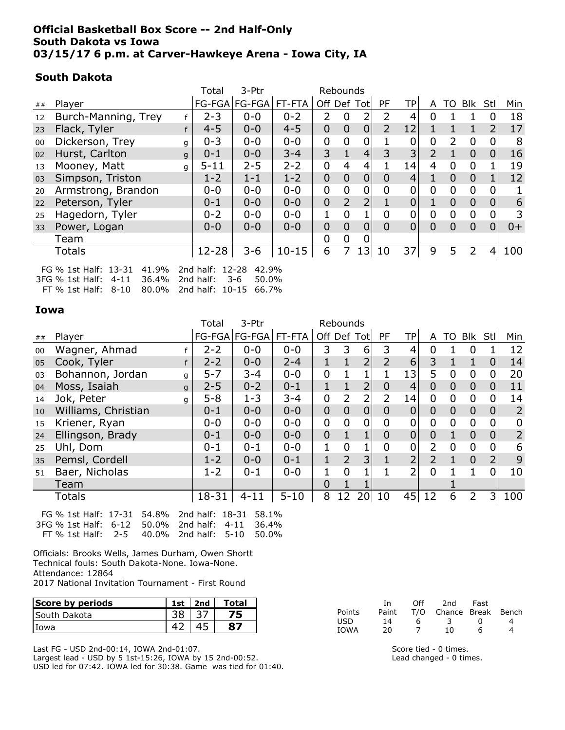**Official Basketball Box Score -- 2nd Half-Only**
**South Dakota vs Iowa**
**03/15/17 6 p.m. at Carver-Hawkeye Arena - Iowa City, IA**

## South Dakota

| ## | Player | | Total FG-FGA | 3-Ptr FG-FGA | FT-FTA | Rebounds Off | Def | Tot | PF | TP | A | TO | Blk | Stl | Min |
|---|---|---|---|---|---|---|---|---|---|---|---|---|---|---|---|
| 12 | Burch-Manning, Trey | f | 2-3 | 0-0 | 0-2 | 2 | 0 | 2 | 2 | 4 | 0 | 1 | 1 | 0 | 18 |
| 23 | Flack, Tyler | f | 4-5 | 0-0 | 4-5 | 0 | 0 | 0 | 2 | 12 | 1 | 1 | 1 | 2 | 17 |
| 00 | Dickerson, Trey | g | 0-3 | 0-0 | 0-0 | 0 | 0 | 0 | 1 | 0 | 0 | 2 | 0 | 0 | 8 |
| 02 | Hurst, Carlton | g | 0-1 | 0-0 | 3-4 | 3 | 1 | 4 | 3 | 3 | 2 | 1 | 0 | 0 | 16 |
| 13 | Mooney, Matt | g | 5-11 | 2-5 | 2-2 | 0 | 4 | 4 | 1 | 14 | 4 | 0 | 0 | 1 | 19 |
| 03 | Simpson, Triston | | 1-2 | 1-1 | 1-2 | 0 | 0 | 0 | 0 | 4 | 1 | 0 | 0 | 1 | 12 |
| 20 | Armstrong, Brandon | | 0-0 | 0-0 | 0-0 | 0 | 0 | 0 | 0 | 0 | 0 | 0 | 0 | 0 | 1 |
| 22 | Peterson, Tyler | | 0-1 | 0-0 | 0-0 | 0 | 2 | 2 | 1 | 0 | 1 | 0 | 0 | 0 | 6 |
| 25 | Hagedorn, Tyler | | 0-2 | 0-0 | 0-0 | 1 | 0 | 1 | 0 | 0 | 0 | 0 | 0 | 0 | 3 |
| 33 | Power, Logan | | 0-0 | 0-0 | 0-0 | 0 | 0 | 0 | 0 | 0 | 0 | 0 | 0 | 0 | 0+ |
| | Team | | | | | 0 | 0 | 0 | | | | | | | |
| | Totals | | 12-28 | 3-6 | 10-15 | 6 | 7 | 13 | 10 | 37 | 9 | 5 | 2 | 4 | 100 |

FG % 1st Half: 13-31 41.9% 2nd half: 12-28 42.9%
3FG % 1st Half: 4-11 36.4% 2nd half: 3-6 50.0%
FT % 1st Half: 8-10 80.0% 2nd half: 10-15 66.7%

## Iowa

| ## | Player | | Total FG-FGA | 3-Ptr FG-FGA | FT-FTA | Rebounds Off | Def | Tot | PF | TP | A | TO | Blk | Stl | Min |
|---|---|---|---|---|---|---|---|---|---|---|---|---|---|---|---|
| 00 | Wagner, Ahmad | f | 2-2 | 0-0 | 0-0 | 3 | 3 | 6 | 3 | 4 | 0 | 1 | 0 | 1 | 12 |
| 05 | Cook, Tyler | f | 2-2 | 0-0 | 2-4 | 1 | 1 | 2 | 2 | 6 | 3 | 1 | 1 | 0 | 14 |
| 03 | Bohannon, Jordan | g | 5-7 | 3-4 | 0-0 | 0 | 1 | 1 | 1 | 13 | 5 | 0 | 0 | 0 | 20 |
| 04 | Moss, Isaiah | g | 2-5 | 0-2 | 0-1 | 1 | 1 | 2 | 0 | 4 | 0 | 0 | 0 | 0 | 11 |
| 14 | Jok, Peter | g | 5-8 | 1-3 | 3-4 | 0 | 2 | 2 | 2 | 14 | 0 | 0 | 0 | 0 | 14 |
| 10 | Williams, Christian | | 0-1 | 0-0 | 0-0 | 0 | 0 | 0 | 0 | 0 | 0 | 0 | 0 | 0 | 2 |
| 15 | Kriener, Ryan | | 0-0 | 0-0 | 0-0 | 0 | 0 | 0 | 0 | 0 | 0 | 0 | 0 | 0 | 0 |
| 24 | Ellingson, Brady | | 0-1 | 0-0 | 0-0 | 0 | 1 | 1 | 0 | 0 | 0 | 1 | 0 | 0 | 2 |
| 25 | Uhl, Dom | | 0-1 | 0-1 | 0-0 | 1 | 0 | 1 | 0 | 0 | 2 | 0 | 0 | 0 | 6 |
| 35 | Pemsl, Cordell | | 1-2 | 0-0 | 0-1 | 1 | 2 | 3 | 1 | 2 | 2 | 1 | 0 | 2 | 9 |
| 51 | Baer, Nicholas | | 1-2 | 0-1 | 0-0 | 1 | 0 | 1 | 1 | 2 | 0 | 1 | 1 | 0 | 10 |
| | Team | | | | | 0 | 1 | 1 | | | | 1 | | | |
| | Totals | | 18-31 | 4-11 | 5-10 | 8 | 12 | 20 | 10 | 45 | 12 | 6 | 2 | 3 | 100 |

FG % 1st Half: 17-31 54.8% 2nd half: 18-31 58.1%
3FG % 1st Half: 6-12 50.0% 2nd half: 4-11 36.4%
FT % 1st Half: 2-5 40.0% 2nd half: 5-10 50.0%

Officials: Brooks Wells, James Durham, Owen Shortt
Technical fouls: South Dakota-None. Iowa-None.
Attendance: 12864
2017 National Invitation Tournament - First Round

| Score by periods | 1st | 2nd | Total |
|---|---|---|---|
| South Dakota | 38 | 37 | 75 |
| Iowa | 42 | 45 | 87 |

| | In Paint | Off T/O | 2nd Chance | Fast Break | Bench |
|---|---|---|---|---|---|
| Points | | | | | |
| USD | 14 | 6 | 3 | 0 | 4 |
| IOWA | 20 | 7 | 10 | 6 | 4 |

Last FG - USD 2nd-00:14, IOWA 2nd-01:07.
Largest lead - USD by 5 1st-15:26, IOWA by 15 2nd-00:52.
USD led for 07:42. IOWA led for 30:38. Game was tied for 01:40.

Score tied - 0 times.
Lead changed - 0 times.